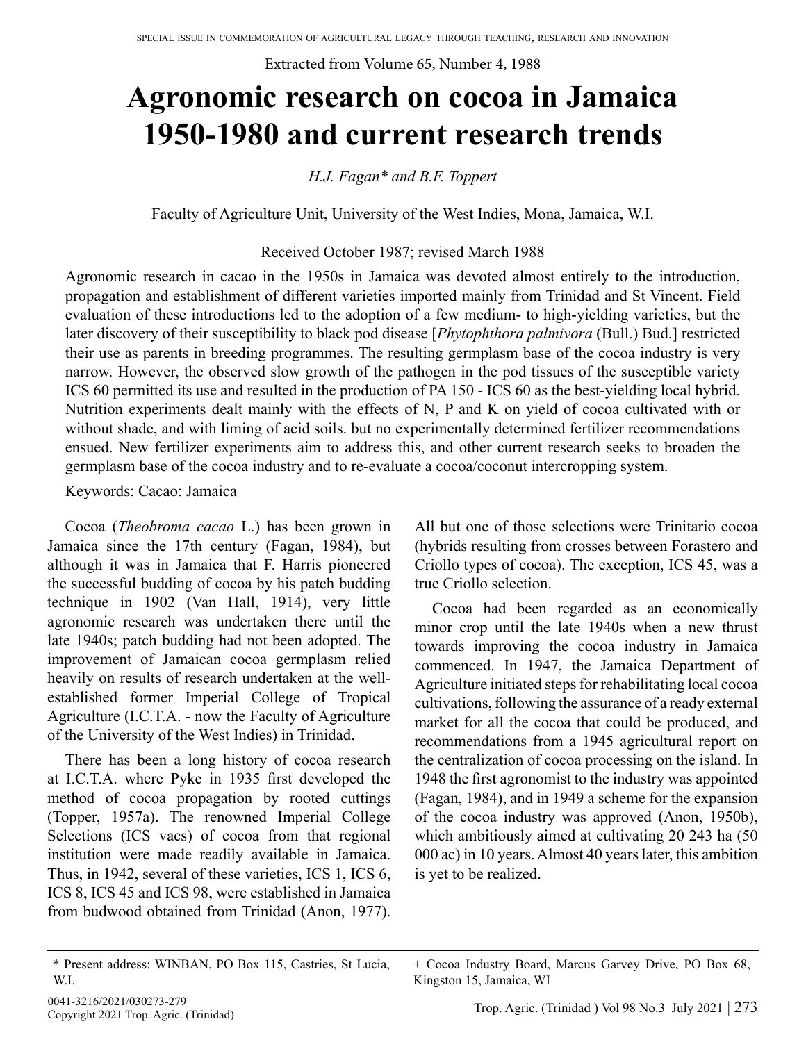Extracted from Volume 65, Number 4, 1988

# Agronomic research on cocoa in Jamaica 1950-1980 and current research trends

*H.J. Fagan\* and B.F. Toppert*

Faculty of Agriculture Unit, University of the West Indies, Mona, Jamaica, W.I.

Received October 1987; revised March 1988

Agronomic research in cacao in the 1950s in Jamaica was devoted almost entirely to the introduction, propagation and establishment of different varieties imported mainly from Trinidad and St Vincent. Field evaluation of these introductions led to the adoption of a few medium- to high-yielding varieties, but the later discovery of their susceptibility to black pod disease [*Phytophthora palmivora* (Bull.) Bud.] restricted their use as parents in breeding programmes. The resulting germplasm base of the cocoa industry is very narrow. However, the observed slow growth of the pathogen in the pod tissues of the susceptible variety ICS 60 permitted its use and resulted in the production of PA 150 - ICS 60 as the best-yielding local hybrid. Nutrition experiments dealt mainly with the effects of N, P and K on yield of cocoa cultivated with or without shade, and with liming of acid soils. but no experimentally determined fertilizer recommendations ensued. New fertilizer experiments aim to address this, and other current research seeks to broaden the germplasm base of the cocoa industry and to re-evaluate a cocoa/coconut intercropping system.

Keywords: Cacao: Jamaica

Cocoa (*Theobroma cacao* L.) has been grown in Jamaica since the 17th century (Fagan, 1984), but although it was in Jamaica that F. Harris pioneered the successful budding of cocoa by his patch budding technique in 1902 (Van Hall, 1914), very little agronomic research was undertaken there until the late 1940s; patch budding had not been adopted. The improvement of Jamaican cocoa germplasm relied heavily on results of research undertaken at the well-established former Imperial College of Tropical Agriculture (I.C.T.A. - now the Faculty of Agriculture of the University of the West Indies) in Trinidad.

There has been a long history of cocoa research at I.C.T.A. where Pyke in 1935 first developed the method of cocoa propagation by rooted cuttings (Topper, 1957a). The renowned Imperial College Selections (ICS vacs) of cocoa from that regional institution were made readily available in Jamaica. Thus, in 1942, several of these varieties, ICS 1, ICS 6, ICS 8, ICS 45 and ICS 98, were established in Jamaica from budwood obtained from Trinidad (Anon, 1977). All but one of those selections were Trinitario cocoa (hybrids resulting from crosses between Forastero and Criollo types of cocoa). The exception, ICS 45, was a true Criollo selection.

Cocoa had been regarded as an economically minor crop until the late 1940s when a new thrust towards improving the cocoa industry in Jamaica commenced. In 1947, the Jamaica Department of Agriculture initiated steps for rehabilitating local cocoa cultivations, following the assurance of a ready external market for all the cocoa that could be produced, and recommendations from a 1945 agricultural report on the centralization of cocoa processing on the island. In 1948 the first agronomist to the industry was appointed (Fagan, 1984), and in 1949 a scheme for the expansion of the cocoa industry was approved (Anon, 1950b), which ambitiously aimed at cultivating 20 243 ha (50 000 ac) in 10 years. Almost 40 years later, this ambition is yet to be realized.

---

\* Present address: WINBAN, PO Box 115, Castries, St Lucia, W.I.

+ Cocoa Industry Board, Marcus Garvey Drive, PO Box 68, Kingston 15, Jamaica, WI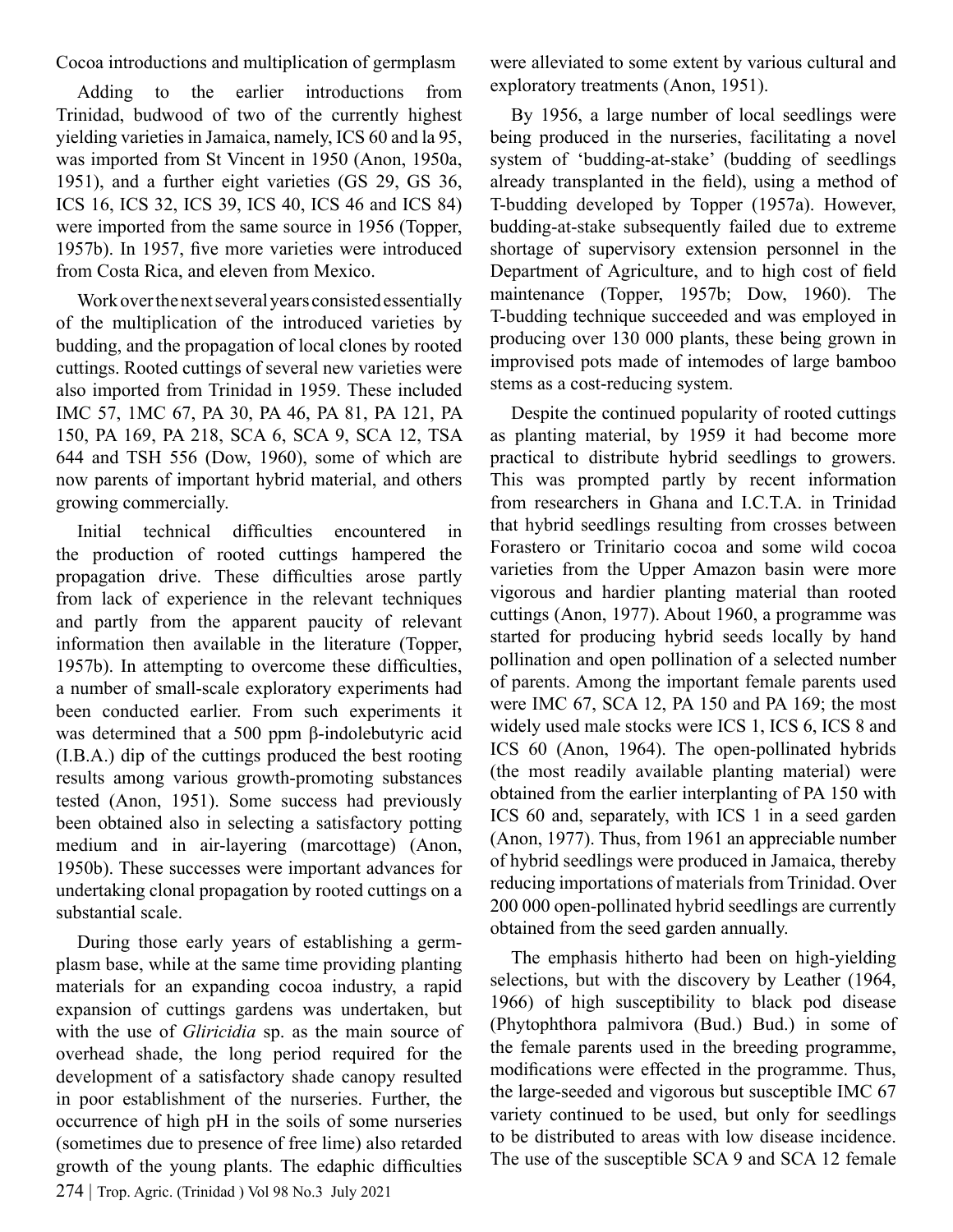Cocoa introductions and multiplication of germplasm

Adding to the earlier introductions from Trinidad, budwood of two of the currently highest yielding varieties in Jamaica, namely, ICS 60 and la 95, was imported from St Vincent in 1950 (Anon, 1950a, 1951), and a further eight varieties (GS 29, GS 36, ICS 16, ICS 32, ICS 39, ICS 40, ICS 46 and ICS 84) were imported from the same source in 1956 (Topper, 1957b). In 1957, five more varieties were introduced from Costa Rica, and eleven from Mexico.

Work over the next several years consisted essentially of the multiplication of the introduced varieties by budding, and the propagation of local clones by rooted cuttings. Rooted cuttings of several new varieties were also imported from Trinidad in 1959. These included IMC 57, 1MC 67, PA 30, PA 46, PA 81, PA 121, PA 150, PA 169, PA 218, SCA 6, SCA 9, SCA 12, TSA 644 and TSH 556 (Dow, 1960), some of which are now parents of important hybrid material, and others growing commercially.

Initial technical difficulties encountered in the production of rooted cuttings hampered the propagation drive. These difficulties arose partly from lack of experience in the relevant techniques and partly from the apparent paucity of relevant information then available in the literature (Topper, 1957b). In attempting to overcome these difficulties, a number of small-scale exploratory experiments had been conducted earlier. From such experiments it was determined that a 500 ppm β-indolebutyric acid (I.B.A.) dip of the cuttings produced the best rooting results among various growth-promoting substances tested (Anon, 1951). Some success had previously been obtained also in selecting a satisfactory potting medium and in air-layering (marcottage) (Anon, 1950b). These successes were important advances for undertaking clonal propagation by rooted cuttings on a substantial scale.

During those early years of establishing a germplasm base, while at the same time providing planting materials for an expanding cocoa industry, a rapid expansion of cuttings gardens was undertaken, but with the use of *Gliricidia* sp. as the main source of overhead shade, the long period required for the development of a satisfactory shade canopy resulted in poor establishment of the nurseries. Further, the occurrence of high pH in the soils of some nurseries (sometimes due to presence of free lime) also retarded growth of the young plants. The edaphic difficulties were alleviated to some extent by various cultural and exploratory treatments (Anon, 1951).

By 1956, a large number of local seedlings were being produced in the nurseries, facilitating a novel system of 'budding-at-stake' (budding of seedlings already transplanted in the field), using a method of T-budding developed by Topper (1957a). However, budding-at-stake subsequently failed due to extreme shortage of supervisory extension personnel in the Department of Agriculture, and to high cost of field maintenance (Topper, 1957b; Dow, 1960). The T-budding technique succeeded and was employed in producing over 130 000 plants, these being grown in improvised pots made of intemodes of large bamboo stems as a cost-reducing system.

Despite the continued popularity of rooted cuttings as planting material, by 1959 it had become more practical to distribute hybrid seedlings to growers. This was prompted partly by recent information from researchers in Ghana and I.C.T.A. in Trinidad that hybrid seedlings resulting from crosses between Forastero or Trinitario cocoa and some wild cocoa varieties from the Upper Amazon basin were more vigorous and hardier planting material than rooted cuttings (Anon, 1977). About 1960, a programme was started for producing hybrid seeds locally by hand pollination and open pollination of a selected number of parents. Among the important female parents used were IMC 67, SCA 12, PA 150 and PA 169; the most widely used male stocks were ICS 1, ICS 6, ICS 8 and ICS 60 (Anon, 1964). The open-pollinated hybrids (the most readily available planting material) were obtained from the earlier interplanting of PA 150 with ICS 60 and, separately, with ICS 1 in a seed garden (Anon, 1977). Thus, from 1961 an appreciable number of hybrid seedlings were produced in Jamaica, thereby reducing importations of materials from Trinidad. Over 200 000 open-pollinated hybrid seedlings are currently obtained from the seed garden annually.

The emphasis hitherto had been on high-yielding selections, but with the discovery by Leather (1964, 1966) of high susceptibility to black pod disease (Phytophthora palmivora (Bud.) Bud.) in some of the female parents used in the breeding programme, modifications were effected in the programme. Thus, the large-seeded and vigorous but susceptible IMC 67 variety continued to be used, but only for seedlings to be distributed to areas with low disease incidence. The use of the susceptible SCA 9 and SCA 12 female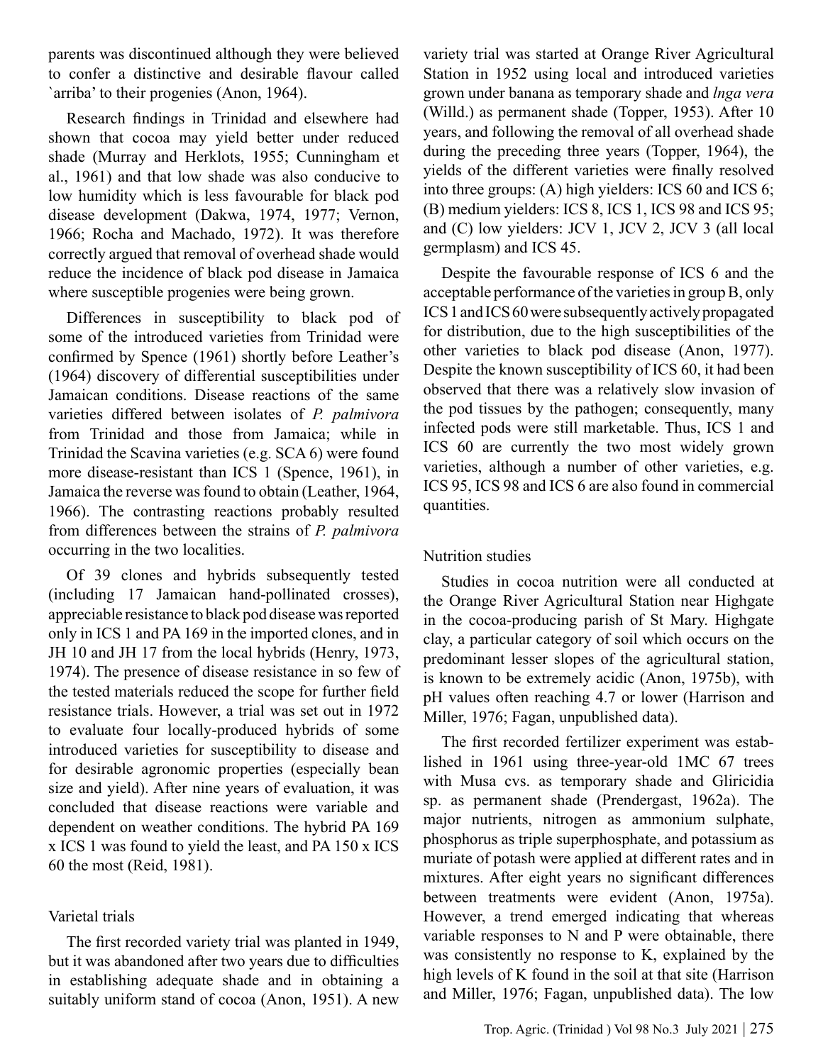parents was discontinued although they were believed to confer a distinctive and desirable flavour called `arriba' to their progenies (Anon, 1964).

Research findings in Trinidad and elsewhere had shown that cocoa may yield better under reduced shade (Murray and Herklots, 1955; Cunningham et al., 1961) and that low shade was also conducive to low humidity which is less favourable for black pod disease development (Dakwa, 1974, 1977; Vernon, 1966; Rocha and Machado, 1972). It was therefore correctly argued that removal of overhead shade would reduce the incidence of black pod disease in Jamaica where susceptible progenies were being grown.

Differences in susceptibility to black pod of some of the introduced varieties from Trinidad were confirmed by Spence (1961) shortly before Leather's (1964) discovery of differential susceptibilities under Jamaican conditions. Disease reactions of the same varieties differed between isolates of *P. palmivora* from Trinidad and those from Jamaica; while in Trinidad the Scavina varieties (e.g. SCA 6) were found more disease-resistant than ICS 1 (Spence, 1961), in Jamaica the reverse was found to obtain (Leather, 1964, 1966). The contrasting reactions probably resulted from differences between the strains of *P. palmivora* occurring in the two localities.

Of 39 clones and hybrids subsequently tested (including 17 Jamaican hand-pollinated crosses), appreciable resistance to black pod disease was reported only in ICS 1 and PA 169 in the imported clones, and in JH 10 and JH 17 from the local hybrids (Henry, 1973, 1974). The presence of disease resistance in so few of the tested materials reduced the scope for further field resistance trials. However, a trial was set out in 1972 to evaluate four locally-produced hybrids of some introduced varieties for susceptibility to disease and for desirable agronomic properties (especially bean size and yield). After nine years of evaluation, it was concluded that disease reactions were variable and dependent on weather conditions. The hybrid PA 169 x ICS 1 was found to yield the least, and PA 150 x ICS 60 the most (Reid, 1981).

## Varietal trials

The first recorded variety trial was planted in 1949, but it was abandoned after two years due to difficulties in establishing adequate shade and in obtaining a suitably uniform stand of cocoa (Anon, 1951). A new variety trial was started at Orange River Agricultural Station in 1952 using local and introduced varieties grown under banana as temporary shade and *lnga vera* (Willd.) as permanent shade (Topper, 1953). After 10 years, and following the removal of all overhead shade during the preceding three years (Topper, 1964), the yields of the different varieties were finally resolved into three groups: (A) high yielders: ICS 60 and ICS 6; (B) medium yielders: ICS 8, ICS 1, ICS 98 and ICS 95; and (C) low yielders: JCV 1, JCV 2, JCV 3 (all local germplasm) and ICS 45.

Despite the favourable response of ICS 6 and the acceptable performance of the varieties in group B, only ICS 1 and ICS 60 were subsequently actively propagated for distribution, due to the high susceptibilities of the other varieties to black pod disease (Anon, 1977). Despite the known susceptibility of ICS 60, it had been observed that there was a relatively slow invasion of the pod tissues by the pathogen; consequently, many infected pods were still marketable. Thus, ICS 1 and ICS 60 are currently the two most widely grown varieties, although a number of other varieties, e.g. ICS 95, ICS 98 and ICS 6 are also found in commercial quantities.

## Nutrition studies

Studies in cocoa nutrition were all conducted at the Orange River Agricultural Station near Highgate in the cocoa-producing parish of St Mary. Highgate clay, a particular category of soil which occurs on the predominant lesser slopes of the agricultural station, is known to be extremely acidic (Anon, 1975b), with pH values often reaching 4.7 or lower (Harrison and Miller, 1976; Fagan, unpublished data).

The first recorded fertilizer experiment was established in 1961 using three-year-old 1MC 67 trees with Musa cvs. as temporary shade and Gliricidia sp. as permanent shade (Prendergast, 1962a). The major nutrients, nitrogen as ammonium sulphate, phosphorus as triple superphosphate, and potassium as muriate of potash were applied at different rates and in mixtures. After eight years no significant differences between treatments were evident (Anon, 1975a). However, a trend emerged indicating that whereas variable responses to N and P were obtainable, there was consistently no response to K, explained by the high levels of K found in the soil at that site (Harrison and Miller, 1976; Fagan, unpublished data). The low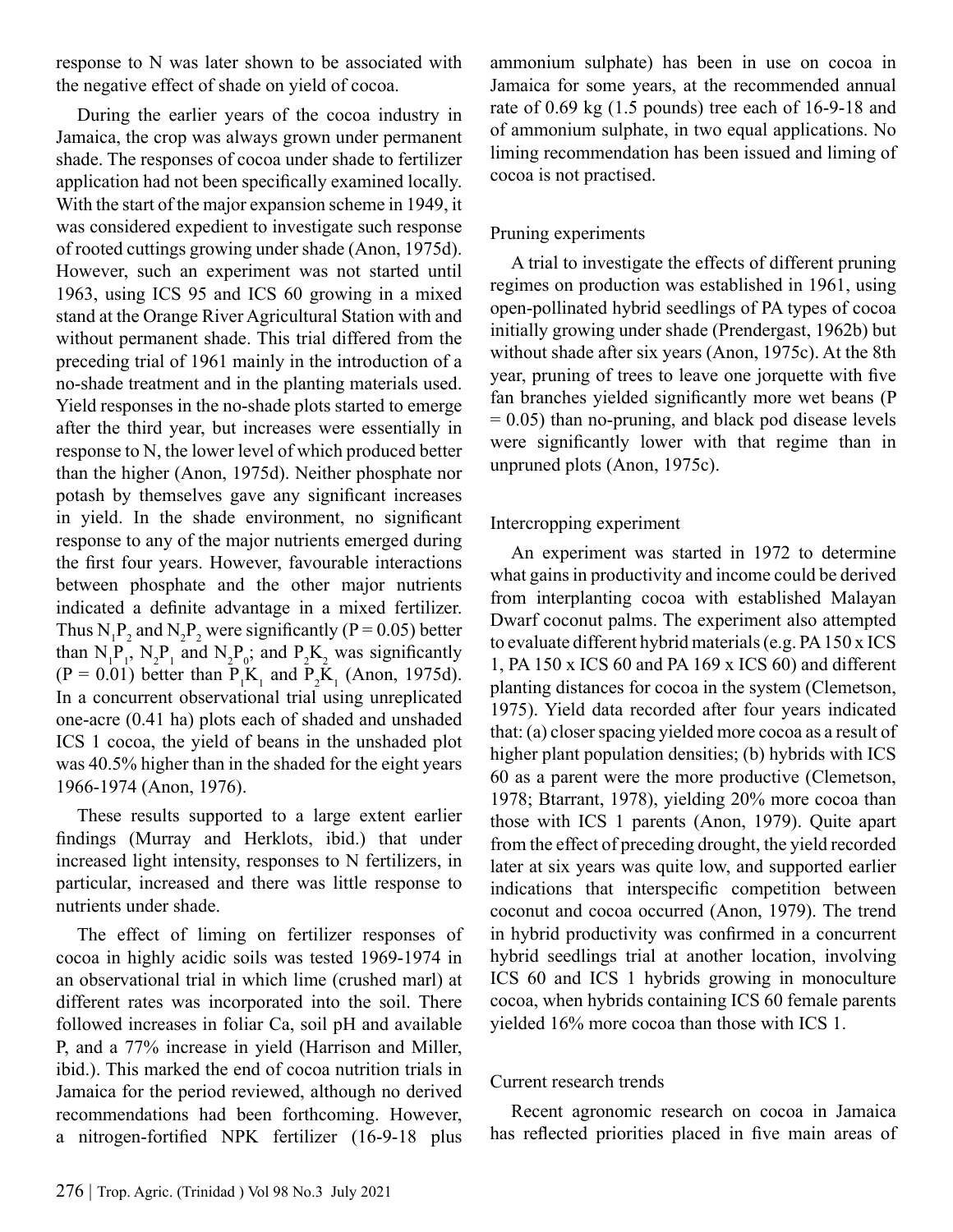response to N was later shown to be associated with the negative effect of shade on yield of cocoa.

During the earlier years of the cocoa industry in Jamaica, the crop was always grown under permanent shade. The responses of cocoa under shade to fertilizer application had not been specifically examined locally. With the start of the major expansion scheme in 1949, it was considered expedient to investigate such response of rooted cuttings growing under shade (Anon, 1975d). However, such an experiment was not started until 1963, using ICS 95 and ICS 60 growing in a mixed stand at the Orange River Agricultural Station with and without permanent shade. This trial differed from the preceding trial of 1961 mainly in the introduction of a no-shade treatment and in the planting materials used. Yield responses in the no-shade plots started to emerge after the third year, but increases were essentially in response to N, the lower level of which produced better than the higher (Anon, 1975d). Neither phosphate nor potash by themselves gave any significant increases in yield. In the shade environment, no significant response to any of the major nutrients emerged during the first four years. However, favourable interactions between phosphate and the other major nutrients indicated a definite advantage in a mixed fertilizer. Thus $N_1P_2$ and $N_2P_2$ were significantly ($P = 0.05$) better than $N_1P_1$, $N_2P_1$ and $N_2P_0$; and $P_2K_2$ was significantly ($P = 0.01$) better than $P_1K_1$ and $P_2K_1$ (Anon, 1975d). In a concurrent observational trial using unreplicated one-acre (0.41 ha) plots each of shaded and unshaded ICS 1 cocoa, the yield of beans in the unshaded plot was 40.5% higher than in the shaded for the eight years 1966-1974 (Anon, 1976).

These results supported to a large extent earlier findings (Murray and Herklots, ibid.) that under increased light intensity, responses to N fertilizers, in particular, increased and there was little response to nutrients under shade.

The effect of liming on fertilizer responses of cocoa in highly acidic soils was tested 1969-1974 in an observational trial in which lime (crushed marl) at different rates was incorporated into the soil. There followed increases in foliar Ca, soil pH and available P, and a 77% increase in yield (Harrison and Miller, ibid.). This marked the end of cocoa nutrition trials in Jamaica for the period reviewed, although no derived recommendations had been forthcoming. However, a nitrogen-fortified NPK fertilizer (16-9-18 plus ammonium sulphate) has been in use on cocoa in Jamaica for some years, at the recommended annual rate of 0.69 kg (1.5 pounds) tree each of 16-9-18 and of ammonium sulphate, in two equal applications. No liming recommendation has been issued and liming of cocoa is not practised.

### Pruning experiments

A trial to investigate the effects of different pruning regimes on production was established in 1961, using open-pollinated hybrid seedlings of PA types of cocoa initially growing under shade (Prendergast, 1962b) but without shade after six years (Anon, 1975c). At the 8th year, pruning of trees to leave one jorquette with five fan branches yielded significantly more wet beans ($P = 0.05$) than no-pruning, and black pod disease levels were significantly lower with that regime than in unpruned plots (Anon, 1975c).

### Intercropping experiment

An experiment was started in 1972 to determine what gains in productivity and income could be derived from interplanting cocoa with established Malayan Dwarf coconut palms. The experiment also attempted to evaluate different hybrid materials (e.g. PA 150 x ICS 1, PA 150 x ICS 60 and PA 169 x ICS 60) and different planting distances for cocoa in the system (Clemetson, 1975). Yield data recorded after four years indicated that: (a) closer spacing yielded more cocoa as a result of higher plant population densities; (b) hybrids with ICS 60 as a parent were the more productive (Clemetson, 1978; Btarrant, 1978), yielding 20% more cocoa than those with ICS 1 parents (Anon, 1979). Quite apart from the effect of preceding drought, the yield recorded later at six years was quite low, and supported earlier indications that interspecific competition between coconut and cocoa occurred (Anon, 1979). The trend in hybrid productivity was confirmed in a concurrent hybrid seedlings trial at another location, involving ICS 60 and ICS 1 hybrids growing in monoculture cocoa, when hybrids containing ICS 60 female parents yielded 16% more cocoa than those with ICS 1.

### Current research trends

Recent agronomic research on cocoa in Jamaica has reflected priorities placed in five main areas of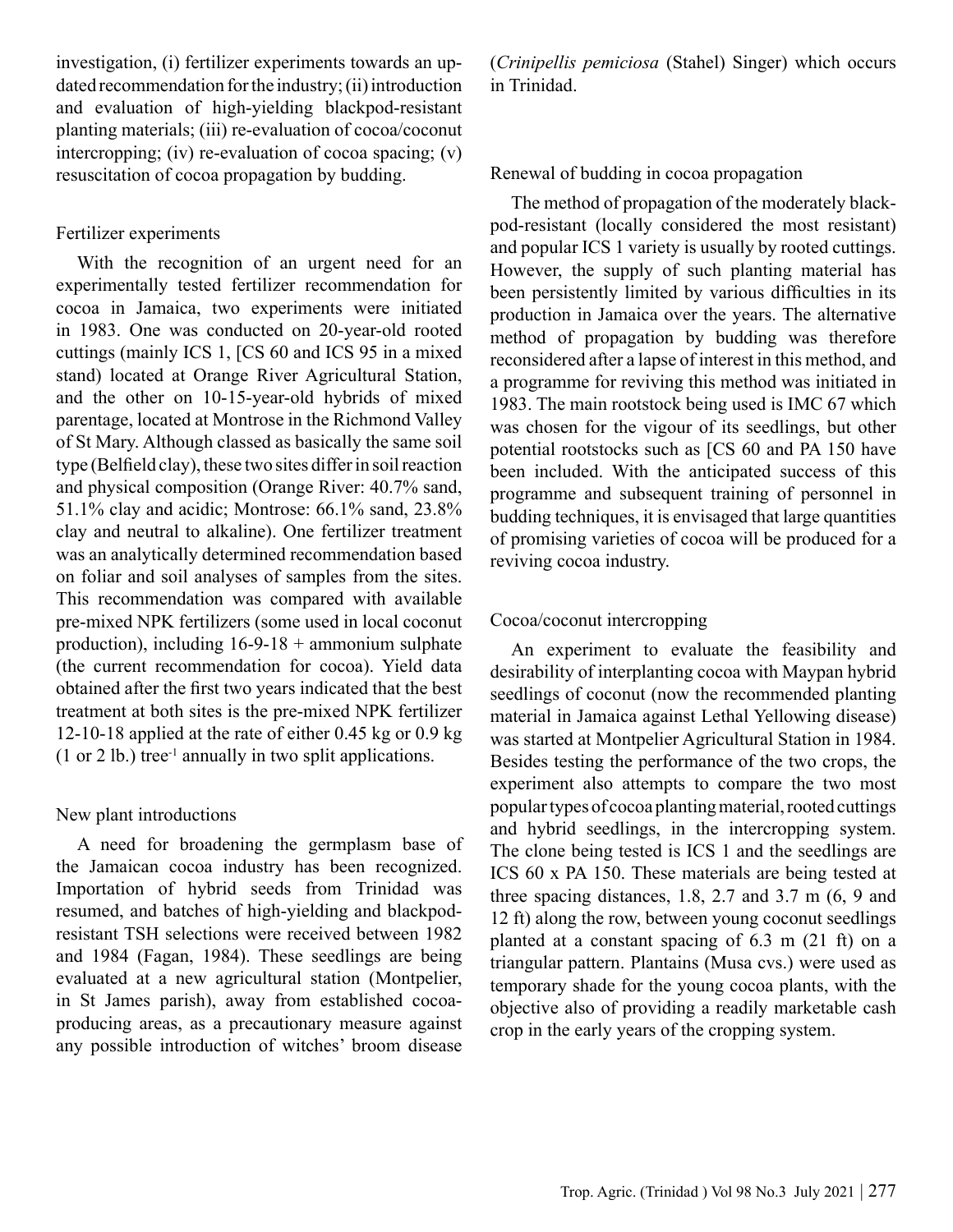investigation, (i) fertilizer experiments towards an up-dated recommendation for the industry; (ii) introduction and evaluation of high-yielding blackpod-resistant planting materials; (iii) re-evaluation of cocoa/coconut intercropping; (iv) re-evaluation of cocoa spacing; (v) resuscitation of cocoa propagation by budding.

## Fertilizer experiments

With the recognition of an urgent need for an experimentally tested fertilizer recommendation for cocoa in Jamaica, two experiments were initiated in 1983. One was conducted on 20-year-old rooted cuttings (mainly ICS 1, [CS 60 and ICS 95 in a mixed stand) located at Orange River Agricultural Station, and the other on 10-15-year-old hybrids of mixed parentage, located at Montrose in the Richmond Valley of St Mary. Although classed as basically the same soil type (Belfield clay), these two sites differ in soil reaction and physical composition (Orange River: 40.7% sand, 51.1% clay and acidic; Montrose: 66.1% sand, 23.8% clay and neutral to alkaline). One fertilizer treatment was an analytically determined recommendation based on foliar and soil analyses of samples from the sites. This recommendation was compared with available pre-mixed NPK fertilizers (some used in local coconut production), including 16-9-18 + ammonium sulphate (the current recommendation for cocoa). Yield data obtained after the first two years indicated that the best treatment at both sites is the pre-mixed NPK fertilizer 12-10-18 applied at the rate of either 0.45 kg or 0.9 kg (1 or 2 lb.) tree$^{-1}$ annually in two split applications.

## New plant introductions

A need for broadening the germplasm base of the Jamaican cocoa industry has been recognized. Importation of hybrid seeds from Trinidad was resumed, and batches of high-yielding and blackpod-resistant TSH selections were received between 1982 and 1984 (Fagan, 1984). These seedlings are being evaluated at a new agricultural station (Montpelier, in St James parish), away from established cocoa-producing areas, as a precautionary measure against any possible introduction of witches' broom disease (*Crinipellis pemiciosa* (Stahel) Singer) which occurs in Trinidad.

## Renewal of budding in cocoa propagation

The method of propagation of the moderately black-pod-resistant (locally considered the most resistant) and popular ICS 1 variety is usually by rooted cuttings. However, the supply of such planting material has been persistently limited by various difficulties in its production in Jamaica over the years. The alternative method of propagation by budding was therefore reconsidered after a lapse of interest in this method, and a programme for reviving this method was initiated in 1983. The main rootstock being used is IMC 67 which was chosen for the vigour of its seedlings, but other potential rootstocks such as [CS 60 and PA 150 have been included. With the anticipated success of this programme and subsequent training of personnel in budding techniques, it is envisaged that large quantities of promising varieties of cocoa will be produced for a reviving cocoa industry.

## Cocoa/coconut intercropping

An experiment to evaluate the feasibility and desirability of interplanting cocoa with Maypan hybrid seedlings of coconut (now the recommended planting material in Jamaica against Lethal Yellowing disease) was started at Montpelier Agricultural Station in 1984. Besides testing the performance of the two crops, the experiment also attempts to compare the two most popular types of cocoa planting material, rooted cuttings and hybrid seedlings, in the intercropping system. The clone being tested is ICS 1 and the seedlings are ICS 60 x PA 150. These materials are being tested at three spacing distances, 1.8, 2.7 and 3.7 m (6, 9 and 12 ft) along the row, between young coconut seedlings planted at a constant spacing of 6.3 m (21 ft) on a triangular pattern. Plantains (Musa cvs.) were used as temporary shade for the young cocoa plants, with the objective also of providing a readily marketable cash crop in the early years of the cropping system.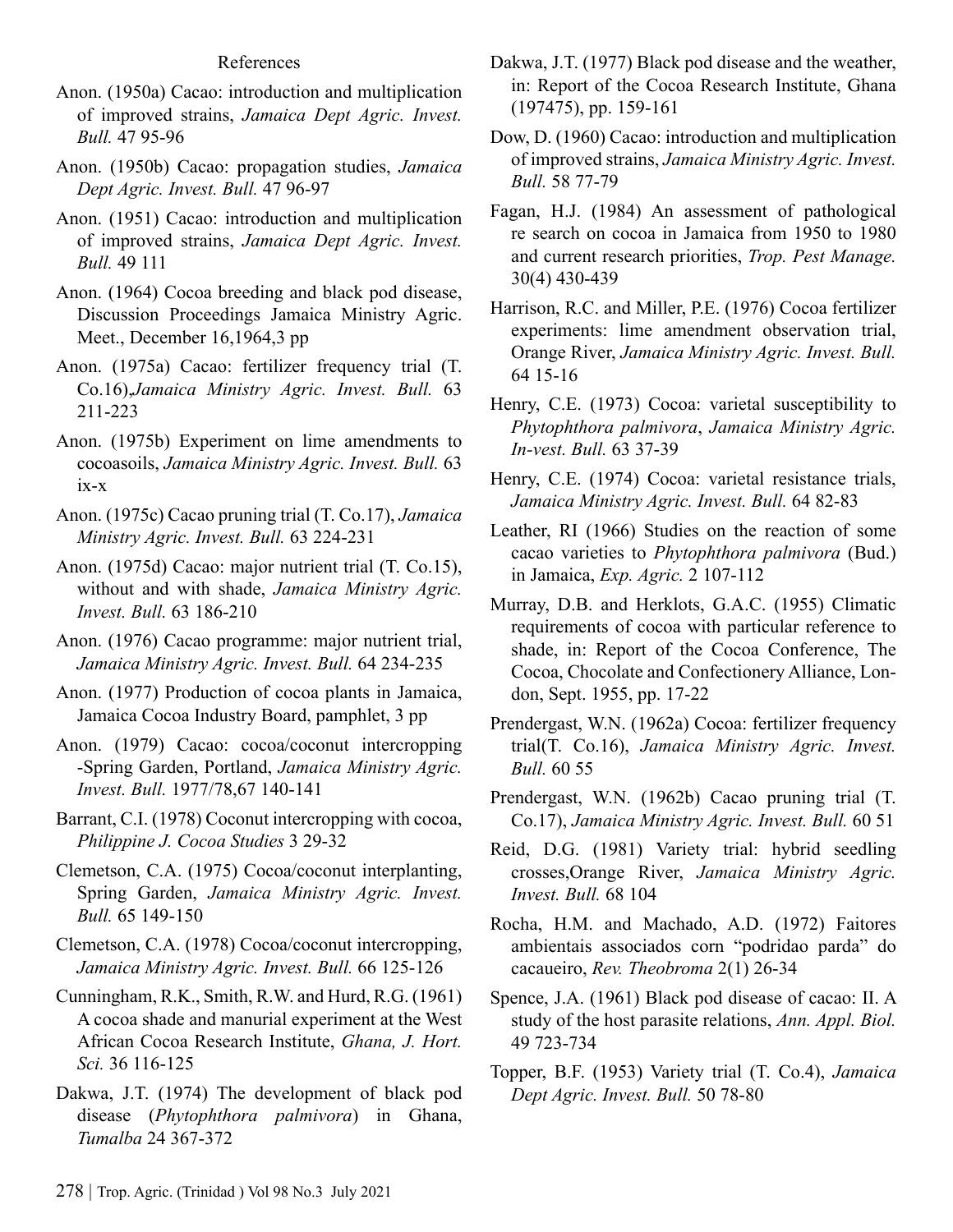## References

Anon. (1950a) Cacao: introduction and multiplication of improved strains, *Jamaica Dept Agric. Invest. Bull.* 47 95-96

Anon. (1950b) Cacao: propagation studies, *Jamaica Dept Agric. Invest. Bull.* 47 96-97

Anon. (1951) Cacao: introduction and multiplication of improved strains, *Jamaica Dept Agric. Invest. Bull.* 49 111

Anon. (1964) Cocoa breeding and black pod disease, Discussion Proceedings Jamaica Ministry Agric. Meet., December 16,1964,3 pp

Anon. (1975a) Cacao: fertilizer frequency trial (T. Co.16),*Jamaica Ministry Agric. Invest. Bull.* 63 211-223

Anon. (1975b) Experiment on lime amendments to cocoasoils, *Jamaica Ministry Agric. Invest. Bull.* 63 ix-x

Anon. (1975c) Cacao pruning trial (T. Co.17), *Jamaica Ministry Agric. Invest. Bull.* 63 224-231

Anon. (1975d) Cacao: major nutrient trial (T. Co.15), without and with shade, *Jamaica Ministry Agric. Invest. Bull.* 63 186-210

Anon. (1976) Cacao programme: major nutrient trial, *Jamaica Ministry Agric. Invest. Bull.* 64 234-235

Anon. (1977) Production of cocoa plants in Jamaica, Jamaica Cocoa Industry Board, pamphlet, 3 pp

Anon. (1979) Cacao: cocoa/coconut intercropping -Spring Garden, Portland, *Jamaica Ministry Agric. Invest. Bull.* 1977/78,67 140-141

Barrant, C.I. (1978) Coconut intercropping with cocoa, *Philippine J. Cocoa Studies* 3 29-32

Clemetson, C.A. (1975) Cocoa/coconut interplanting, Spring Garden, *Jamaica Ministry Agric. Invest. Bull.* 65 149-150

Clemetson, C.A. (1978) Cocoa/coconut intercropping, *Jamaica Ministry Agric. Invest. Bull.* 66 125-126

Cunningham, R.K., Smith, R.W. and Hurd, R.G. (1961) A cocoa shade and manurial experiment at the West African Cocoa Research Institute, *Ghana, J. Hort. Sci.* 36 116-125

Dakwa, J.T. (1974) The development of black pod disease (*Phytophthora palmivora*) in Ghana, *Tumalba* 24 367-372

Dakwa, J.T. (1977) Black pod disease and the weather, in: Report of the Cocoa Research Institute, Ghana (197475), pp. 159-161

Dow, D. (1960) Cacao: introduction and multiplication of improved strains, *Jamaica Ministry Agric. Invest. Bull.* 58 77-79

Fagan, H.J. (1984) An assessment of pathological re search on cocoa in Jamaica from 1950 to 1980 and current research priorities, *Trop. Pest Manage.* 30(4) 430-439

Harrison, R.C. and Miller, P.E. (1976) Cocoa fertilizer experiments: lime amendment observation trial, Orange River, *Jamaica Ministry Agric. Invest. Bull.* 64 15-16

Henry, C.E. (1973) Cocoa: varietal susceptibility to *Phytophthora palmivora*, *Jamaica Ministry Agric. In-vest. Bull.* 63 37-39

Henry, C.E. (1974) Cocoa: varietal resistance trials, *Jamaica Ministry Agric. Invest. Bull.* 64 82-83

Leather, RI (1966) Studies on the reaction of some cacao varieties to *Phytophthora palmivora* (Bud.) in Jamaica, *Exp. Agric.* 2 107-112

Murray, D.B. and Herklots, G.A.C. (1955) Climatic requirements of cocoa with particular reference to shade, in: Report of the Cocoa Conference, The Cocoa, Chocolate and Confectionery Alliance, London, Sept. 1955, pp. 17-22

Prendergast, W.N. (1962a) Cocoa: fertilizer frequency trial(T. Co.16), *Jamaica Ministry Agric. Invest. Bull.* 60 55

Prendergast, W.N. (1962b) Cacao pruning trial (T. Co.17), *Jamaica Ministry Agric. Invest. Bull.* 60 51

Reid, D.G. (1981) Variety trial: hybrid seedling crosses,Orange River, *Jamaica Ministry Agric. Invest. Bull.* 68 104

Rocha, H.M. and Machado, A.D. (1972) Faitores ambientais associados corn "podridao parda" do cacaueiro, *Rev. Theobroma* 2(1) 26-34

Spence, J.A. (1961) Black pod disease of cacao: II. A study of the host parasite relations, *Ann. Appl. Biol.* 49 723-734

Topper, B.F. (1953) Variety trial (T. Co.4), *Jamaica Dept Agric. Invest. Bull.* 50 78-80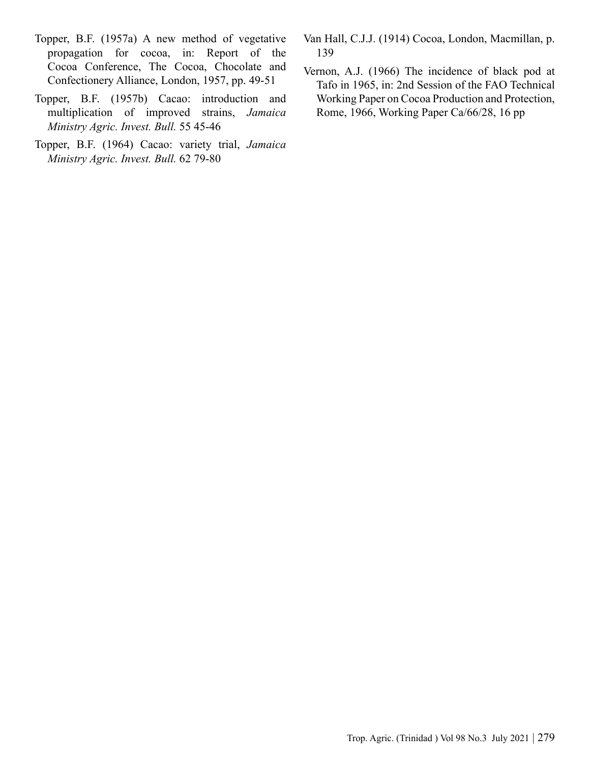Topper, B.F. (1957a) A new method of vegetative propagation for cocoa, in: Report of the Cocoa Conference, The Cocoa, Chocolate and Confectionery Alliance, London, 1957, pp. 49-51

Topper, B.F. (1957b) Cacao: introduction and multiplication of improved strains, *Jamaica Ministry Agric. Invest. Bull.* 55 45-46

Topper, B.F. (1964) Cacao: variety trial, *Jamaica Ministry Agric. Invest. Bull.* 62 79-80

Van Hall, C.J.J. (1914) Cocoa, London, Macmillan, p. 139

Vernon, A.J. (1966) The incidence of black pod at Tafo in 1965, in: 2nd Session of the FAO Technical Working Paper on Cocoa Production and Protection, Rome, 1966, Working Paper Ca/66/28, 16 pp